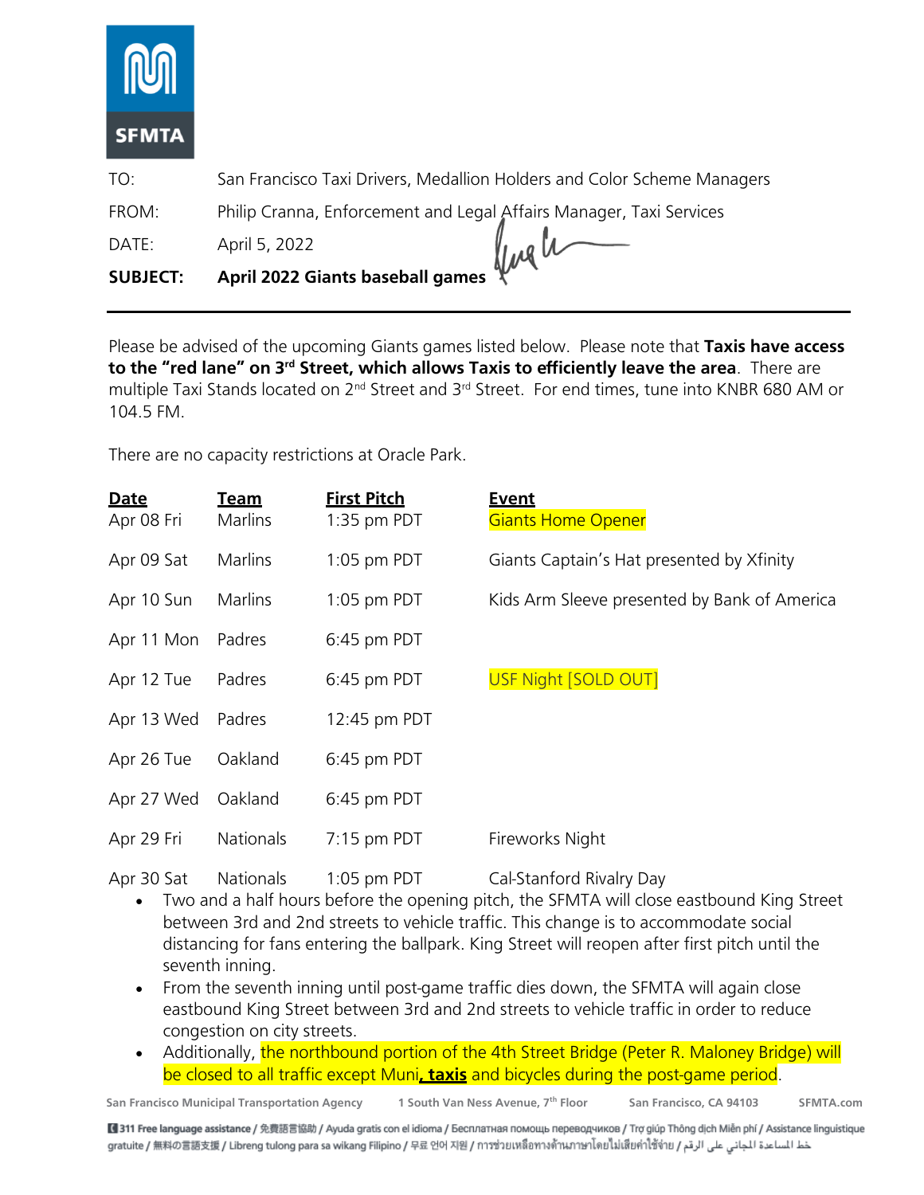**SFMTA**

| | |
|---|---|
| TO: | San Francisco Taxi Drivers, Medallion Holders and Color Scheme Managers |
| FROM: | Philip Cranna, Enforcement and Legal Affairs Manager, Taxi Services |
| DATE: | April 5, 2022 |
| **SUBJECT:** | **April 2022 Giants baseball games** |

---

Please be advised of the upcoming Giants games listed below. Please note that **Taxis have access to the "red lane" on 3rd Street, which allows Taxis to efficiently leave the area**. There are multiple Taxi Stands located on 2nd Street and 3rd Street. For end times, tune into KNBR 680 AM or 104.5 FM.

There are no capacity restrictions at Oracle Park.

| Date | Team | First Pitch | Event |
|---|---|---|---|
| Apr 08 Fri | Marlins | 1:35 pm PDT | Giants Home Opener |
| Apr 09 Sat | Marlins | 1:05 pm PDT | Giants Captain's Hat presented by Xfinity |
| Apr 10 Sun | Marlins | 1:05 pm PDT | Kids Arm Sleeve presented by Bank of America |
| Apr 11 Mon | Padres | 6:45 pm PDT | |
| Apr 12 Tue | Padres | 6:45 pm PDT | USF Night [SOLD OUT] |
| Apr 13 Wed | Padres | 12:45 pm PDT | |
| Apr 26 Tue | Oakland | 6:45 pm PDT | |
| Apr 27 Wed | Oakland | 6:45 pm PDT | |
| Apr 29 Fri | Nationals | 7:15 pm PDT | Fireworks Night |
| Apr 30 Sat | Nationals | 1:05 pm PDT | Cal-Stanford Rivalry Day |

- Two and a half hours before the opening pitch, the SFMTA will close eastbound King Street between 3rd and 2nd streets to vehicle traffic. This change is to accommodate social distancing for fans entering the ballpark. King Street will reopen after first pitch until the seventh inning.
- From the seventh inning until post-game traffic dies down, the SFMTA will again close eastbound King Street between 3rd and 2nd streets to vehicle traffic in order to reduce congestion on city streets.
- Additionally, the northbound portion of the 4th Street Bridge (Peter R. Maloney Bridge) will be closed to all traffic except Muni, **taxis** and bicycles during the post-game period.

San Francisco Municipal Transportation Agency 1 South Van Ness Avenue, 7th Floor San Francisco, CA 94103 SFMTA.com

311 Free language assistance / 免費語言協助 / Ayuda gratis con el idioma / Бесплатная помощь переводчиков / Trợ giúp Thông dịch Miễn phí / Assistance linguistique gratuite / 無料の言語支援 / Libreng tulong para sa wikang Filipino / 무료 언어 지원 / การช่วยเหลือทางด้านภาษาโดยไม่เสียค่าใช้จ่าย / خط المساعدة المجاني على الرقم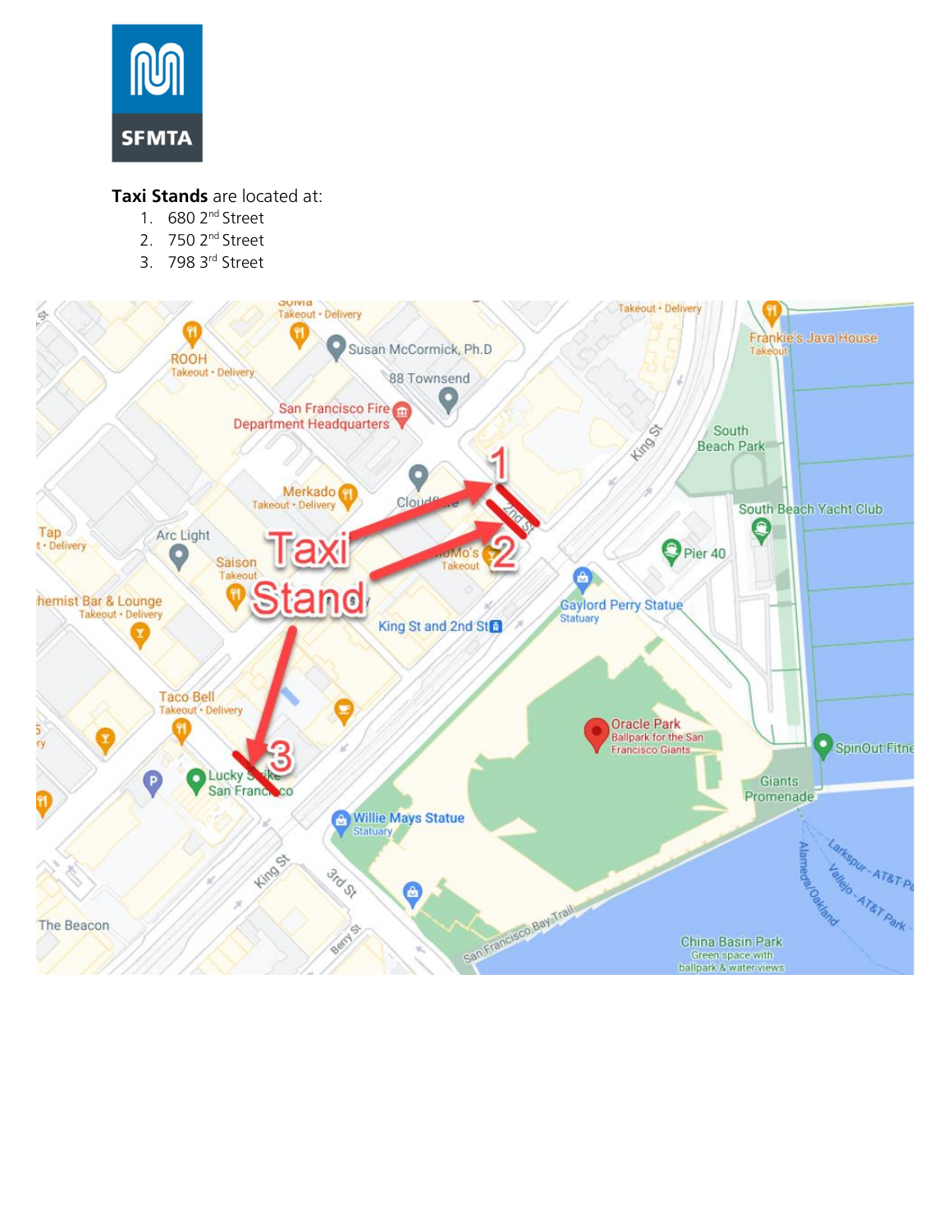**Taxi Stands** are located at:

1. 680 2nd Street
2. 750 2nd Street
3. 798 3rd Street